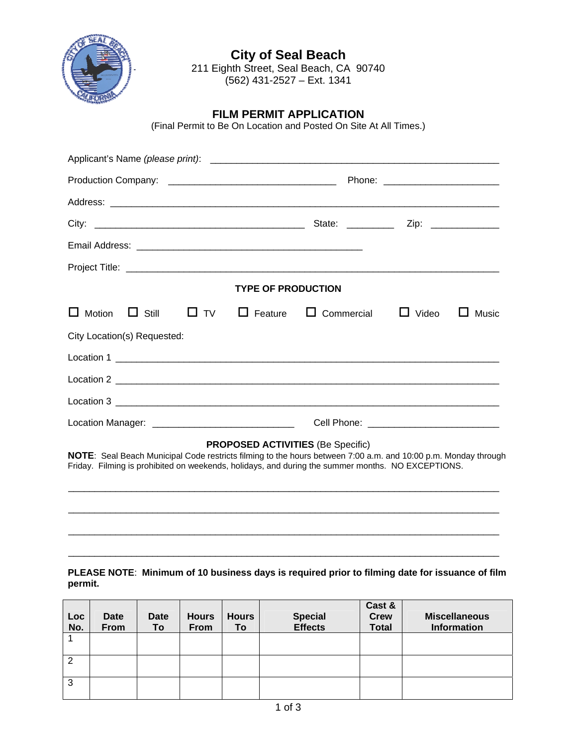# City of Seal Beach

211 Eighth Street, Seal Beach, CA 90740
(562) 431-2527 – Ext. 1341

## FILM PERMIT APPLICATION

(Final Permit to Be On Location and Posted On Site At All Times.)

Applicant's Name *(please print)*: ______________________________________________________

Production Company: ________________________________ Phone: ______________________

Address: ________________________________________________________________________

City: ________________________________________ State: _________ Zip: _____________

Email Address: ___________________________________________

Project Title: _____________________________________________________________________

### TYPE OF PRODUCTION

☐ Motion ☐ Still ☐ TV ☐ Feature ☐ Commercial ☐ Video ☐ Music

City Location(s) Requested:

Location 1 ________________________________________________________________________

Location 2 ________________________________________________________________________

Location 3 ________________________________________________________________________

Location Manager: ___________________________ Cell Phone: _________________________

### PROPOSED ACTIVITIES (Be Specific)

**NOTE**: Seal Beach Municipal Code restricts filming to the hours between 7:00 a.m. and 10:00 p.m. Monday through Friday. Filming is prohibited on weekends, holidays, and during the summer months. NO EXCEPTIONS.

_______________________________________________________________________________

_______________________________________________________________________________

_______________________________________________________________________________

_______________________________________________________________________________

**PLEASE NOTE**: **Minimum of 10 business days is required prior to filming date for issuance of film permit.**

| Loc No. | Date From | Date To | Hours From | Hours To | Special Effects | Cast & Crew Total | Miscellaneous Information |
|---|---|---|---|---|---|---|---|
| 1 | | | | | | | |
| 2 | | | | | | | |
| 3 | | | | | | | |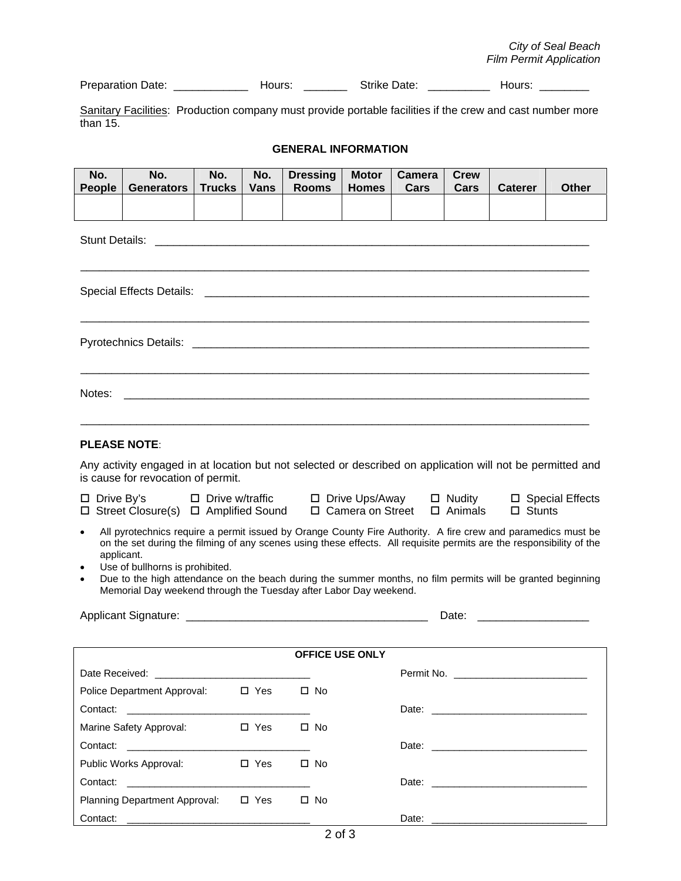Preparation Date: ____________ Hours: _______ Strike Date: __________ Hours: ________

Sanitary Facilities: Production company must provide portable facilities if the crew and cast number more than 15.

**GENERAL INFORMATION**

| No. People | No. Generators | No. Trucks | No. Vans | Dressing Rooms | Motor Homes | Camera Cars | Crew Cars | Caterer | Other |
|---|---|---|---|---|---|---|---|---|---|
| | | | | | | | | | |

Stunt Details: ____________________________________________________________________

________________________________________________________________________________

Special Effects Details: _____________________________________________________________

________________________________________________________________________________

Pyrotechnics Details: _______________________________________________________________

________________________________________________________________________________

Notes: ____________________________________________________________________________

________________________________________________________________________________

**PLEASE NOTE**:

Any activity engaged in at location but not selected or described on application will not be permitted and is cause for revocation of permit.

- ☐ Drive By's
- ☐ Drive w/traffic
- ☐ Drive Ups/Away
- ☐ Nudity
- ☐ Special Effects
- ☐ Street Closure(s)
- ☐ Amplified Sound
- ☐ Camera on Street
- ☐ Animals
- ☐ Stunts

- All pyrotechnics require a permit issued by Orange County Fire Authority. A fire crew and paramedics must be on the set during the filming of any scenes using these effects. All requisite permits are the responsibility of the applicant.
- Use of bullhorns is prohibited.
- Due to the high attendance on the beach during the summer months, no film permits will be granted beginning Memorial Day weekend through the Tuesday after Labor Day weekend.

Applicant Signature: _______________________________________ Date: _________________

**OFFICE USE ONLY**

Date Received: ____________________________ Permit No. ________________________

Police Department Approval: ☐ Yes ☐ No

Contact: ________________________________ Date: ___________________________

Marine Safety Approval: ☐ Yes ☐ No

Contact: ________________________________ Date: ___________________________

Public Works Approval: ☐ Yes ☐ No

Contact: ________________________________ Date: ___________________________

Planning Department Approval: ☐ Yes ☐ No

Contact: ________________________________ Date: ___________________________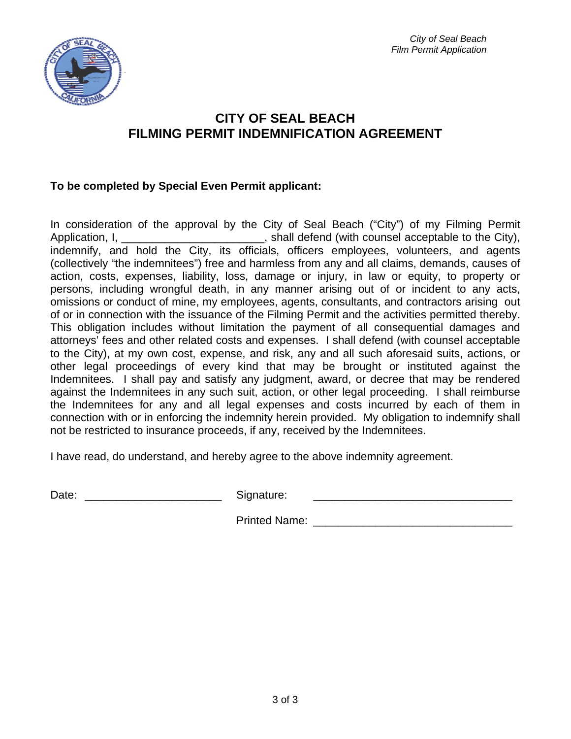# CITY OF SEAL BEACH
# FILMING PERMIT INDEMNIFICATION AGREEMENT

**To be completed by Special Even Permit applicant:**

In consideration of the approval by the City of Seal Beach ("City") of my Filming Permit Application, I, _______________________, shall defend (with counsel acceptable to the City), indemnify, and hold the City, its officials, officers employees, volunteers, and agents (collectively "the indemnitees") free and harmless from any and all claims, demands, causes of action, costs, expenses, liability, loss, damage or injury, in law or equity, to property or persons, including wrongful death, in any manner arising out of or incident to any acts, omissions or conduct of mine, my employees, agents, consultants, and contractors arising out of or in connection with the issuance of the Filming Permit and the activities permitted thereby. This obligation includes without limitation the payment of all consequential damages and attorneys' fees and other related costs and expenses. I shall defend (with counsel acceptable to the City), at my own cost, expense, and risk, any and all such aforesaid suits, actions, or other legal proceedings of every kind that may be brought or instituted against the Indemnitees. I shall pay and satisfy any judgment, award, or decree that may be rendered against the Indemnitees in any such suit, action, or other legal proceeding. I shall reimburse the Indemnitees for any and all legal expenses and costs incurred by each of them in connection with or in enforcing the indemnity herein provided. My obligation to indemnify shall not be restricted to insurance proceeds, if any, received by the Indemnitees.

I have read, do understand, and hereby agree to the above indemnity agreement.

Date: ______________________ Signature: ________________________________

Printed Name: ________________________________